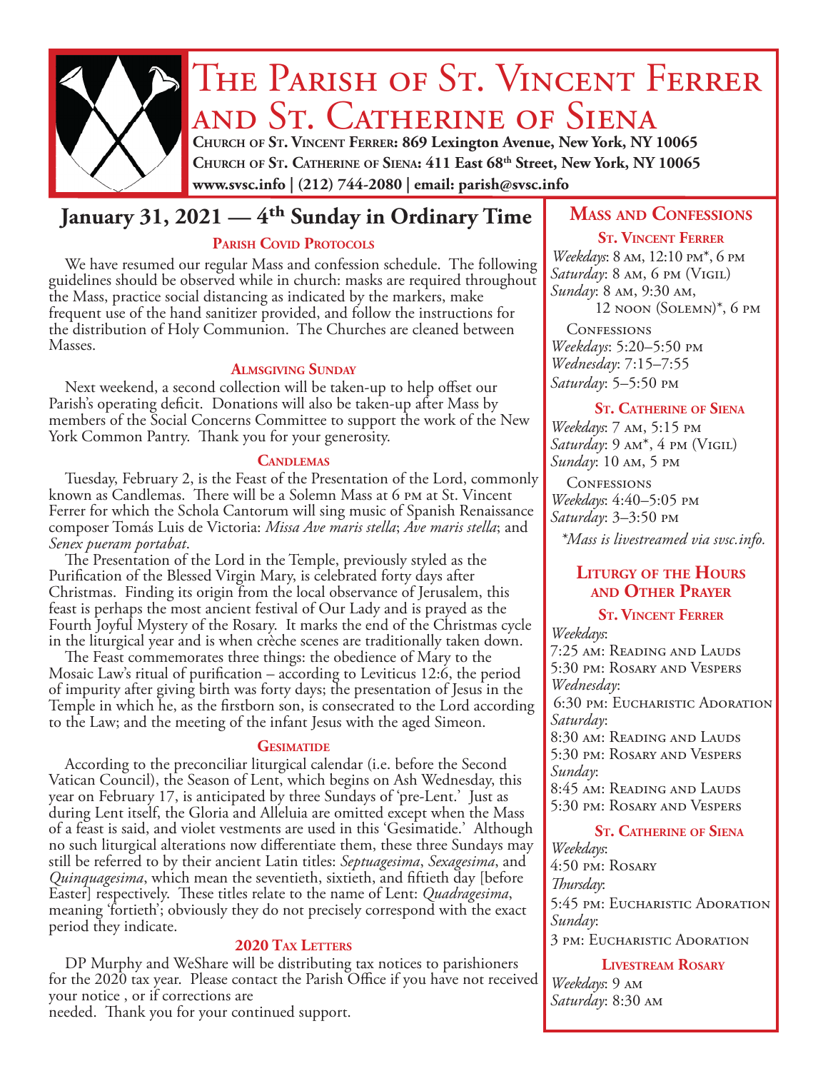# The Parish of St. Vincent Ferrer and St. Catherine of Siena

**Church of St. Vincent Ferrer: 869 Lexington Avenue, New York, NY 10065**
**Church of St. Catherine of Siena: 411 East 68th Street, New York, NY 10065**
**www.svsc.info | (212) 744-2080 | email: parish@svsc.info**

## January 31, 2021 — 4th Sunday in Ordinary Time

### Parish Covid Protocols

We have resumed our regular Mass and confession schedule. The following guidelines should be observed while in church: masks are required throughout the Mass, practice social distancing as indicated by the markers, make frequent use of the hand sanitizer provided, and follow the instructions for the distribution of Holy Communion. The Churches are cleaned between Masses.

### Almsgiving Sunday

Next weekend, a second collection will be taken-up to help offset our Parish's operating deficit. Donations will also be taken-up after Mass by members of the Social Concerns Committee to support the work of the New York Common Pantry. Thank you for your generosity.

### Candlemas

Tuesday, February 2, is the Feast of the Presentation of the Lord, commonly known as Candlemas. There will be a Solemn Mass at 6 pm at St. Vincent Ferrer for which the Schola Cantorum will sing music of Spanish Renaissance composer Tomás Luis de Victoria: *Missa Ave maris stella*; *Ave maris stella*; and *Senex pueram portabat*.

The Presentation of the Lord in the Temple, previously styled as the Purification of the Blessed Virgin Mary, is celebrated forty days after Christmas. Finding its origin from the local observance of Jerusalem, this feast is perhaps the most ancient festival of Our Lady and is prayed as the Fourth Joyful Mystery of the Rosary. It marks the end of the Christmas cycle in the liturgical year and is when crèche scenes are traditionally taken down.

The Feast commemorates three things: the obedience of Mary to the Mosaic Law's ritual of purification – according to Leviticus 12:6, the period of impurity after giving birth was forty days; the presentation of Jesus in the Temple in which he, as the firstborn son, is consecrated to the Lord according to the Law; and the meeting of the infant Jesus with the aged Simeon.

### Gesimatide

According to the preconciliar liturgical calendar (i.e. before the Second Vatican Council), the Season of Lent, which begins on Ash Wednesday, this year on February 17, is anticipated by three Sundays of 'pre-Lent.' Just as during Lent itself, the Gloria and Alleluia are omitted except when the Mass of a feast is said, and violet vestments are used in this 'Gesimatide.' Although no such liturgical alterations now differentiate them, these three Sundays may still be referred to by their ancient Latin titles: *Septuagesima*, *Sexagesima*, and *Quinquagesima*, which mean the seventieth, sixtieth, and fiftieth day [before Easter] respectively. These titles relate to the name of Lent: *Quadragesima*, meaning 'fortieth'; obviously they do not precisely correspond with the exact period they indicate.

### 2020 Tax Letters

DP Murphy and WeShare will be distributing tax notices to parishioners for the 2020 tax year. Please contact the Parish Office if you have not received your notice , or if corrections are needed. Thank you for your continued support.

## Mass and Confessions

### St. Vincent Ferrer

*Weekdays*: 8 am, 12:10 pm*, 6 pm
*Saturday*: 8 am, 6 pm (Vigil)
*Sunday*: 8 am, 9:30 am, 12 noon (Solemn)*, 6 pm

Confessions
*Weekdays*: 5:20–5:50 pm
*Wednesday*: 7:15–7:55
*Saturday*: 5–5:50 pm

### St. Catherine of Siena

*Weekdays*: 7 am, 5:15 pm
*Saturday*: 9 am*, 4 pm (Vigil)
*Sunday*: 10 am, 5 pm

Confessions
*Weekdays*: 4:40–5:05 pm
*Saturday*: 3–3:50 pm

*\*Mass is livestreamed via svsc.info.*

## Liturgy of the Hours and Other Prayer

### St. Vincent Ferrer

*Weekdays*:
7:25 am: Reading and Lauds
5:30 pm: Rosary and Vespers
*Wednesday*:
6:30 pm: Eucharistic Adoration
*Saturday*:
8:30 am: Reading and Lauds
5:30 pm: Rosary and Vespers
*Sunday*:
8:45 am: Reading and Lauds
5:30 pm: Rosary and Vespers

### St. Catherine of Siena

*Weekdays*:
4:50 pm: Rosary
*Thursday*:
5:45 pm: Eucharistic Adoration
*Sunday*:
3 pm: Eucharistic Adoration

### Livestream Rosary

*Weekdays*: 9 am
*Saturday*: 8:30 am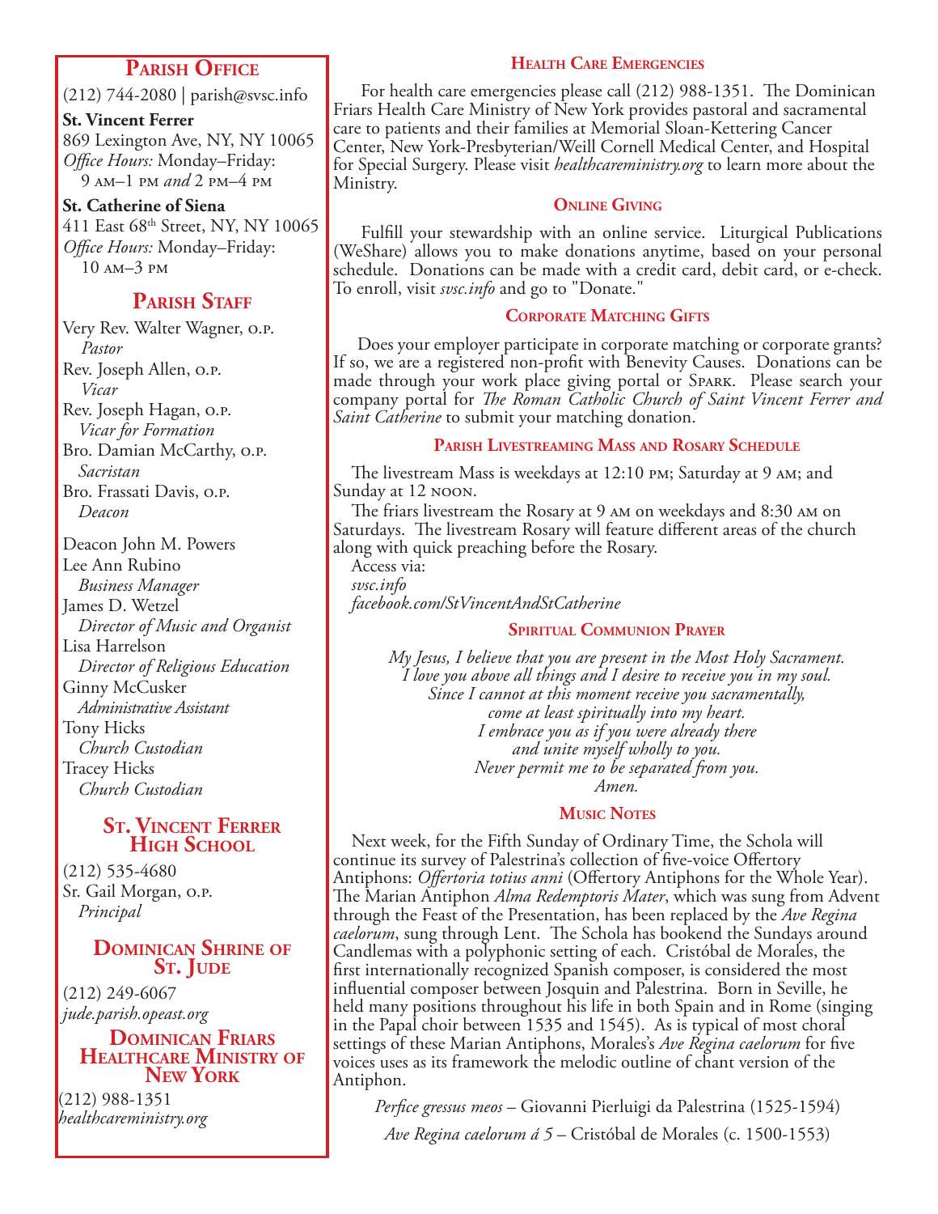## Parish Office

(212) 744-2080 | parish@svsc.info

**St. Vincent Ferrer**
869 Lexington Ave, NY, NY 10065
*Office Hours:* Monday–Friday:
9 am–1 pm *and* 2 pm–4 pm

**St. Catherine of Siena**
411 East 68th Street, NY, NY 10065
*Office Hours:* Monday–Friday:
10 am–3 pm

## Parish Staff

Very Rev. Walter Wagner, o.p.
*Pastor*
Rev. Joseph Allen, o.p.
*Vicar*
Rev. Joseph Hagan, o.p.
*Vicar for Formation*
Bro. Damian McCarthy, o.p.
*Sacristan*
Bro. Frassati Davis, o.p.
*Deacon*

Deacon John M. Powers
Lee Ann Rubino
*Business Manager*
James D. Wetzel
*Director of Music and Organist*
Lisa Harrelson
*Director of Religious Education*
Ginny McCusker
*Administrative Assistant*
Tony Hicks
*Church Custodian*
Tracey Hicks
*Church Custodian*

## St. Vincent Ferrer High School

(212) 535-4680
Sr. Gail Morgan, o.p.
*Principal*

## Dominican Shrine of St. Jude

(212) 249-6067
*jude.parish.opeast.org*

## Dominican Friars Healthcare Ministry of New York

(212) 988-1351
*healthcareministry.org*

## Health Care Emergencies

For health care emergencies please call (212) 988-1351. The Dominican Friars Health Care Ministry of New York provides pastoral and sacramental care to patients and their families at Memorial Sloan-Kettering Cancer Center, New York-Presbyterian/Weill Cornell Medical Center, and Hospital for Special Surgery. Please visit *healthcareministry.org* to learn more about the Ministry.

## Online Giving

Fulfill your stewardship with an online service. Liturgical Publications (WeShare) allows you to make donations anytime, based on your personal schedule. Donations can be made with a credit card, debit card, or e-check. To enroll, visit *svsc.info* and go to "Donate."

## Corporate Matching Gifts

Does your employer participate in corporate matching or corporate grants? If so, we are a registered non-profit with Benevity Causes. Donations can be made through your work place giving portal or Spark. Please search your company portal for *The Roman Catholic Church of Saint Vincent Ferrer and Saint Catherine* to submit your matching donation.

## Parish Livestreaming Mass and Rosary Schedule

The livestream Mass is weekdays at 12:10 pm; Saturday at 9 am; and Sunday at 12 noon.

The friars livestream the Rosary at 9 am on weekdays and 8:30 am on Saturdays. The livestream Rosary will feature different areas of the church along with quick preaching before the Rosary.

Access via:
*svsc.info*
*facebook.com/StVincentAndStCatherine*

## Spiritual Communion Prayer

*My Jesus, I believe that you are present in the Most Holy Sacrament.*
*I love you above all things and I desire to receive you in my soul.*
*Since I cannot at this moment receive you sacramentally,*
*come at least spiritually into my heart.*
*I embrace you as if you were already there*
*and unite myself wholly to you.*
*Never permit me to be separated from you.*
*Amen.*

## Music Notes

Next week, for the Fifth Sunday of Ordinary Time, the Schola will continue its survey of Palestrina's collection of five-voice Offertory Antiphons: *Offertoria totius anni* (Offertory Antiphons for the Whole Year). The Marian Antiphon *Alma Redemptoris Mater*, which was sung from Advent through the Feast of the Presentation, has been replaced by the *Ave Regina caelorum*, sung through Lent. The Schola has bookend the Sundays around Candlemas with a polyphonic setting of each. Cristóbal de Morales, the first internationally recognized Spanish composer, is considered the most influential composer between Josquin and Palestrina. Born in Seville, he held many positions throughout his life in both Spain and in Rome (singing in the Papal choir between 1535 and 1545). As is typical of most choral settings of these Marian Antiphons, Morales's *Ave Regina caelorum* for five voices uses as its framework the melodic outline of chant version of the Antiphon.

*Perfice gressus meos* – Giovanni Pierluigi da Palestrina (1525-1594)

*Ave Regina caelorum á 5* – Cristóbal de Morales (c. 1500-1553)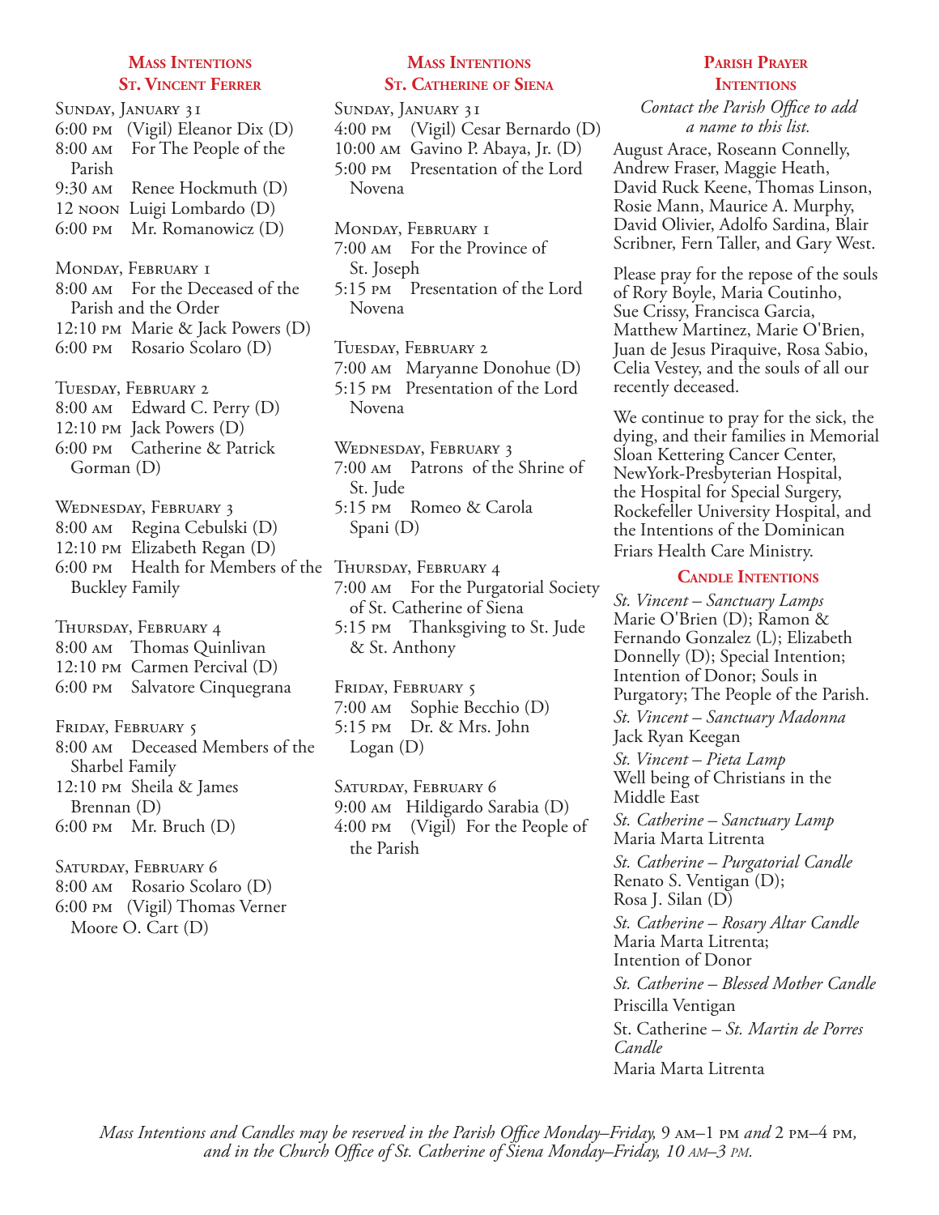## Mass Intentions St. Vincent Ferrer

**Sunday, January 31**
6:00 pm (Vigil) Eleanor Dix (D)
8:00 am For The People of the Parish
9:30 am Renee Hockmuth (D)
12 noon Luigi Lombardo (D)
6:00 pm Mr. Romanowicz (D)

**Monday, February 1**
8:00 am For the Deceased of the Parish and the Order
12:10 pm Marie & Jack Powers (D)
6:00 pm Rosario Scolaro (D)

**Tuesday, February 2**
8:00 am Edward C. Perry (D)
12:10 pm Jack Powers (D)
6:00 pm Catherine & Patrick Gorman (D)

**Wednesday, February 3**
8:00 am Regina Cebulski (D)
12:10 pm Elizabeth Regan (D)
6:00 pm Health for Members of the Buckley Family

**Thursday, February 4**
8:00 am Thomas Quinlivan
12:10 pm Carmen Percival (D)
6:00 pm Salvatore Cinquegrana

**Friday, February 5**
8:00 am Deceased Members of the Sharbel Family
12:10 pm Sheila & James Brennan (D)
6:00 pm Mr. Bruch (D)

**Saturday, February 6**
8:00 am Rosario Scolaro (D)
6:00 pm (Vigil) Thomas Verner Moore O. Cart (D)

## Mass Intentions St. Catherine of Siena

**Sunday, January 31**
4:00 pm (Vigil) Cesar Bernardo (D)
10:00 am Gavino P. Abaya, Jr. (D)
5:00 pm Presentation of the Lord Novena

**Monday, February 1**
7:00 am For the Province of St. Joseph
5:15 pm Presentation of the Lord Novena

**Tuesday, February 2**
7:00 am Maryanne Donohue (D)
5:15 pm Presentation of the Lord Novena

**Wednesday, February 3**
7:00 am Patrons of the Shrine of St. Jude
5:15 pm Romeo & Carola Spani (D)

**Thursday, February 4**
7:00 am For the Purgatorial Society of St. Catherine of Siena
5:15 pm Thanksgiving to St. Jude & St. Anthony

**Friday, February 5**
7:00 am Sophie Becchio (D)
5:15 pm Dr. & Mrs. John Logan (D)

**Saturday, February 6**
9:00 am Hildigardo Sarabia (D)
4:00 pm (Vigil) For the People of the Parish

## Parish Prayer Intentions

*Contact the Parish Office to add a name to this list.*

August Arace, Roseann Connelly, Andrew Fraser, Maggie Heath, David Ruck Keene, Thomas Linson, Rosie Mann, Maurice A. Murphy, David Olivier, Adolfo Sardina, Blair Scribner, Fern Taller, and Gary West.

Please pray for the repose of the souls of Rory Boyle, Maria Coutinho, Sue Crissy, Francisca Garcia, Matthew Martinez, Marie O'Brien, Juan de Jesus Piraquive, Rosa Sabio, Celia Vestey, and the souls of all our recently deceased.

We continue to pray for the sick, the dying, and their families in Memorial Sloan Kettering Cancer Center, NewYork-Presbyterian Hospital, the Hospital for Special Surgery, Rockefeller University Hospital, and the Intentions of the Dominican Friars Health Care Ministry.

## Candle Intentions

*St. Vincent – Sanctuary Lamps*
Marie O'Brien (D); Ramon & Fernando Gonzalez (L); Elizabeth Donnelly (D); Special Intention; Intention of Donor; Souls in Purgatory; The People of the Parish.

*St. Vincent – Sanctuary Madonna*
Jack Ryan Keegan

*St. Vincent – Pieta Lamp*
Well being of Christians in the Middle East

*St. Catherine – Sanctuary Lamp*
Maria Marta Litrenta

*St. Catherine – Purgatorial Candle*
Renato S. Ventigan (D);
Rosa J. Silan (D)

*St. Catherine – Rosary Altar Candle*
Maria Marta Litrenta;
Intention of Donor

*St. Catherine – Blessed Mother Candle*
Priscilla Ventigan

St. Catherine – *St. Martin de Porres Candle*
Maria Marta Litrenta

*Mass Intentions and Candles may be reserved in the Parish Office Monday–Friday,* 9 am–1 pm *and* 2 pm–4 pm, *and in the Church Office of St. Catherine of Siena Monday–Friday, 10 am–3 pm.*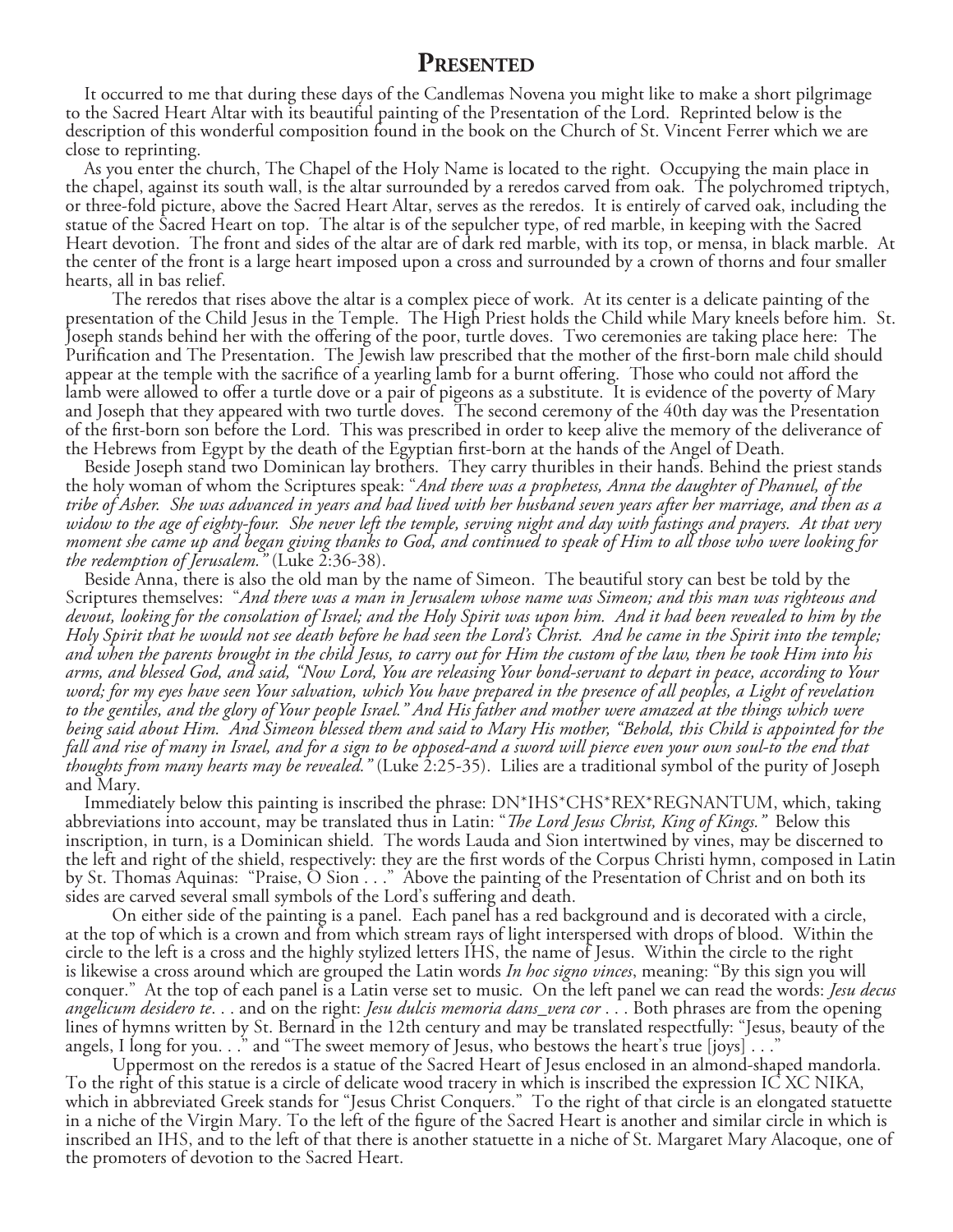# Presented

It occurred to me that during these days of the Candlemas Novena you might like to make a short pilgrimage to the Sacred Heart Altar with its beautiful painting of the Presentation of the Lord. Reprinted below is the description of this wonderful composition found in the book on the Church of St. Vincent Ferrer which we are close to reprinting.

As you enter the church, The Chapel of the Holy Name is located to the right. Occupying the main place in the chapel, against its south wall, is the altar surrounded by a reredos carved from oak. The polychromed triptych, or three-fold picture, above the Sacred Heart Altar, serves as the reredos. It is entirely of carved oak, including the statue of the Sacred Heart on top. The altar is of the sepulcher type, of red marble, in keeping with the Sacred Heart devotion. The front and sides of the altar are of dark red marble, with its top, or mensa, in black marble. At the center of the front is a large heart imposed upon a cross and surrounded by a crown of thorns and four smaller hearts, all in bas relief.

The reredos that rises above the altar is a complex piece of work. At its center is a delicate painting of the presentation of the Child Jesus in the Temple. The High Priest holds the Child while Mary kneels before him. St. Joseph stands behind her with the offering of the poor, turtle doves. Two ceremonies are taking place here: The Purification and The Presentation. The Jewish law prescribed that the mother of the first-born male child should appear at the temple with the sacrifice of a yearling lamb for a burnt offering. Those who could not afford the lamb were allowed to offer a turtle dove or a pair of pigeons as a substitute. It is evidence of the poverty of Mary and Joseph that they appeared with two turtle doves. The second ceremony of the 40th day was the Presentation of the first-born son before the Lord. This was prescribed in order to keep alive the memory of the deliverance of the Hebrews from Egypt by the death of the Egyptian first-born at the hands of the Angel of Death.

Beside Joseph stand two Dominican lay brothers. They carry thuribles in their hands. Behind the priest stands the holy woman of whom the Scriptures speak: "*And there was a prophetess, Anna the daughter of Phanuel, of the tribe of Asher. She was advanced in years and had lived with her husband seven years after her marriage, and then as a widow to the age of eighty-four. She never left the temple, serving night and day with fastings and prayers. At that very moment she came up and began giving thanks to God, and continued to speak of Him to all those who were looking for the redemption of Jerusalem."* (Luke 2:36-38).

Beside Anna, there is also the old man by the name of Simeon. The beautiful story can best be told by the Scriptures themselves: "*And there was a man in Jerusalem whose name was Simeon; and this man was righteous and devout, looking for the consolation of Israel; and the Holy Spirit was upon him. And it had been revealed to him by the Holy Spirit that he would not see death before he had seen the Lord's Christ. And he came in the Spirit into the temple; and when the parents brought in the child Jesus, to carry out for Him the custom of the law, then he took Him into his arms, and blessed God, and said, "Now Lord, You are releasing Your bond-servant to depart in peace, according to Your word; for my eyes have seen Your salvation, which You have prepared in the presence of all peoples, a Light of revelation to the gentiles, and the glory of Your people Israel." And His father and mother were amazed at the things which were being said about Him. And Simeon blessed them and said to Mary His mother, "Behold, this Child is appointed for the fall and rise of many in Israel, and for a sign to be opposed-and a sword will pierce even your own soul-to the end that thoughts from many hearts may be revealed."* (Luke 2:25-35). Lilies are a traditional symbol of the purity of Joseph and Mary.

Immediately below this painting is inscribed the phrase: DN*IHS*CHS*REX*REGNANTUM, which, taking abbreviations into account, may be translated thus in Latin: "*The Lord Jesus Christ, King of Kings."* Below this inscription, in turn, is a Dominican shield. The words Lauda and Sion intertwined by vines, may be discerned to the left and right of the shield, respectively: they are the first words of the Corpus Christi hymn, composed in Latin by St. Thomas Aquinas: "Praise, O Sion . . ." Above the painting of the Presentation of Christ and on both its sides are carved several small symbols of the Lord's suffering and death.

On either side of the painting is a panel. Each panel has a red background and is decorated with a circle, at the top of which is a crown and from which stream rays of light interspersed with drops of blood. Within the circle to the left is a cross and the highly stylized letters IHS, the name of Jesus. Within the circle to the right is likewise a cross around which are grouped the Latin words *In hoc signo vinces*, meaning: "By this sign you will conquer." At the top of each panel is a Latin verse set to music. On the left panel we can read the words: *Jesu decus angelicum desidero te*. . . and on the right: *Jesu dulcis memoria dans_vera cor* . . . Both phrases are from the opening lines of hymns written by St. Bernard in the 12th century and may be translated respectfully: "Jesus, beauty of the angels, I long for you. . ." and "The sweet memory of Jesus, who bestows the heart's true [joys] . . ."

Uppermost on the reredos is a statue of the Sacred Heart of Jesus enclosed in an almond-shaped mandorla. To the right of this statue is a circle of delicate wood tracery in which is inscribed the expression IC XC NIKA, which in abbreviated Greek stands for "Jesus Christ Conquers." To the right of that circle is an elongated statuette in a niche of the Virgin Mary. To the left of the figure of the Sacred Heart is another and similar circle in which is inscribed an IHS, and to the left of that there is another statuette in a niche of St. Margaret Mary Alacoque, one of the promoters of devotion to the Sacred Heart.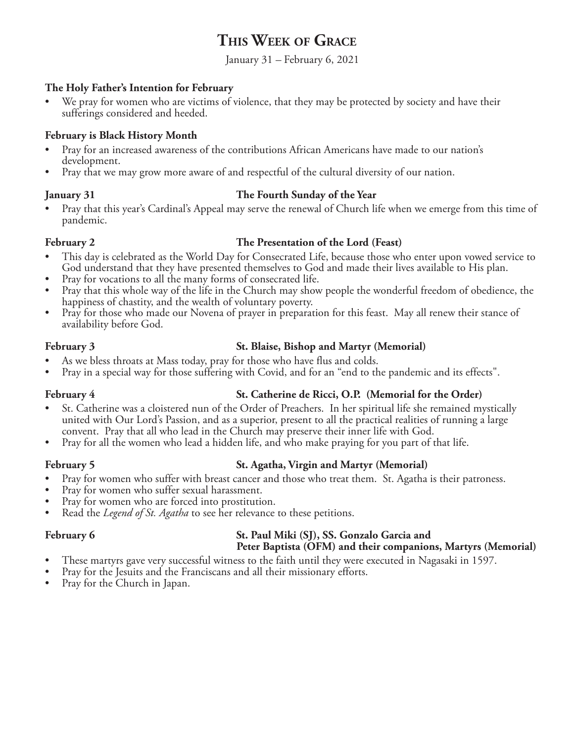# This Week of Grace

January 31 – February 6, 2021

**The Holy Father's Intention for February**

- We pray for women who are victims of violence, that they may be protected by society and have their sufferings considered and heeded.

**February is Black History Month**

- Pray for an increased awareness of the contributions African Americans have made to our nation's development.
- Pray that we may grow more aware of and respectful of the cultural diversity of our nation.

**January 31** **The Fourth Sunday of the Year**

- Pray that this year's Cardinal's Appeal may serve the renewal of Church life when we emerge from this time of pandemic.

**February 2** **The Presentation of the Lord (Feast)**

- This day is celebrated as the World Day for Consecrated Life, because those who enter upon vowed service to God understand that they have presented themselves to God and made their lives available to His plan.
- Pray for vocations to all the many forms of consecrated life.
- Pray that this whole way of the life in the Church may show people the wonderful freedom of obedience, the happiness of chastity, and the wealth of voluntary poverty.
- Pray for those who made our Novena of prayer in preparation for this feast. May all renew their stance of availability before God.

**February 3** **St. Blaise, Bishop and Martyr (Memorial)**

- As we bless throats at Mass today, pray for those who have flus and colds.
- Pray in a special way for those suffering with Covid, and for an "end to the pandemic and its effects".

**February 4** **St. Catherine de Ricci, O.P. (Memorial for the Order)**

- St. Catherine was a cloistered nun of the Order of Preachers. In her spiritual life she remained mystically united with Our Lord's Passion, and as a superior, present to all the practical realities of running a large convent. Pray that all who lead in the Church may preserve their inner life with God.
- Pray for all the women who lead a hidden life, and who make praying for you part of that life.

**February 5** **St. Agatha, Virgin and Martyr (Memorial)**

- Pray for women who suffer with breast cancer and those who treat them. St. Agatha is their patroness.
- Pray for women who suffer sexual harassment.
- Pray for women who are forced into prostitution.
- Read the *Legend of St. Agatha* to see her relevance to these petitions.

**February 6** **St. Paul Miki (SJ), SS. Gonzalo Garcia and Peter Baptista (OFM) and their companions, Martyrs (Memorial)**

- These martyrs gave very successful witness to the faith until they were executed in Nagasaki in 1597.
- Pray for the Jesuits and the Franciscans and all their missionary efforts.
- Pray for the Church in Japan.